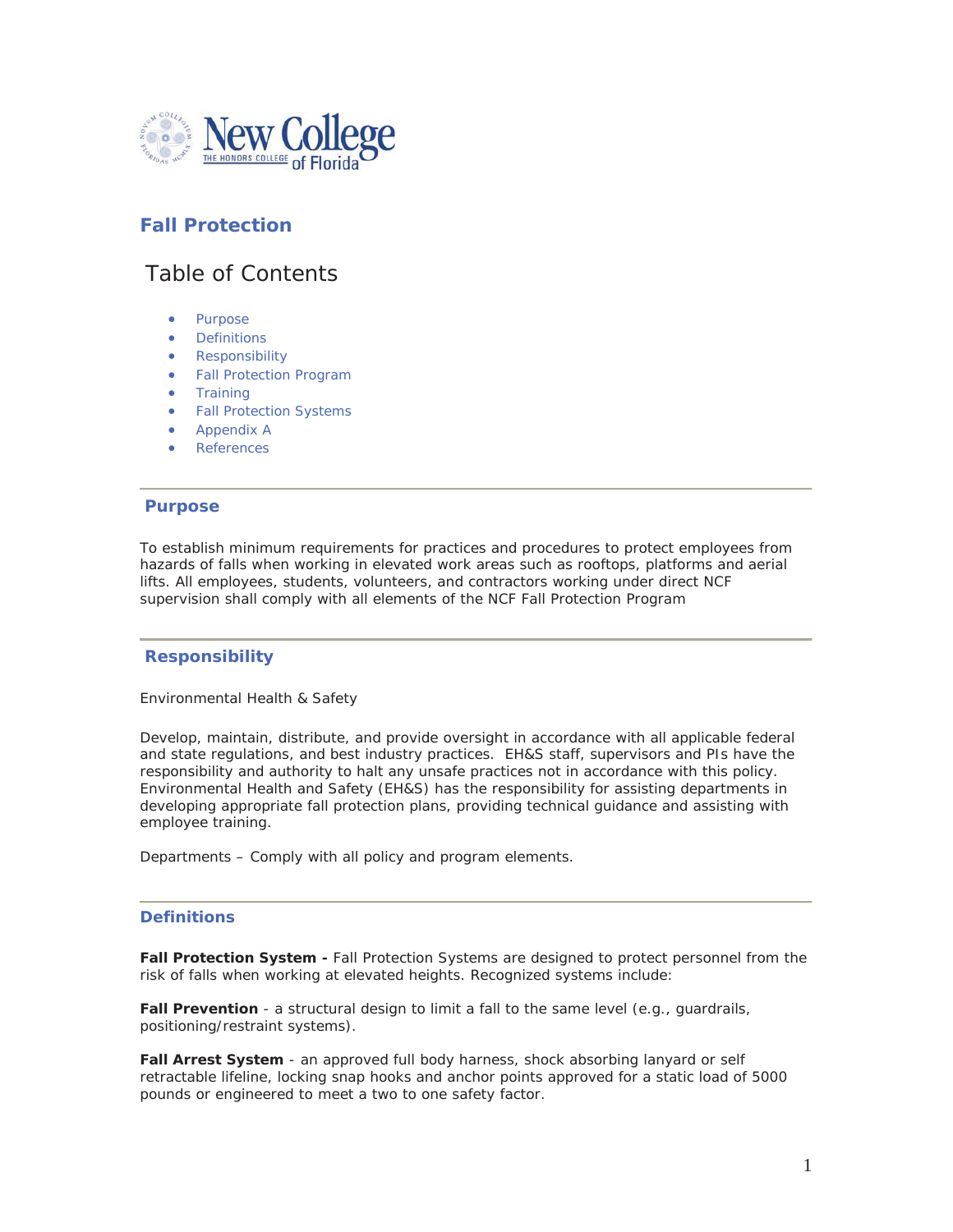New College of Florida

# Fall Protection

## Table of Contents

- Purpose
- Definitions
- Responsibility
- Fall Protection Program
- Training
- Fall Protection Systems
- Appendix A
- References

---

## Purpose

To establish minimum requirements for practices and procedures to protect employees from hazards of falls when working in elevated work areas such as rooftops, platforms and aerial lifts. All employees, students, volunteers, and contractors working under direct NCF supervision shall comply with all elements of the NCF Fall Protection Program

---

## Responsibility

Environmental Health & Safety

Develop, maintain, distribute, and provide oversight in accordance with all applicable federal and state regulations, and best industry practices. EH&S staff, supervisors and PIs have the responsibility and authority to halt any unsafe practices not in accordance with this policy. Environmental Health and Safety (EH&S) has the responsibility for assisting departments in developing appropriate fall protection plans, providing technical guidance and assisting with employee training.

Departments – Comply with all policy and program elements.

---

## Definitions

**Fall Protection System -** Fall Protection Systems are designed to protect personnel from the risk of falls when working at elevated heights. Recognized systems include:

**Fall Prevention** - a structural design to limit a fall to the same level (e.g., guardrails, positioning/restraint systems).

**Fall Arrest System** - an approved full body harness, shock absorbing lanyard or self retractable lifeline, locking snap hooks and anchor points approved for a static load of 5000 pounds or engineered to meet a two to one safety factor.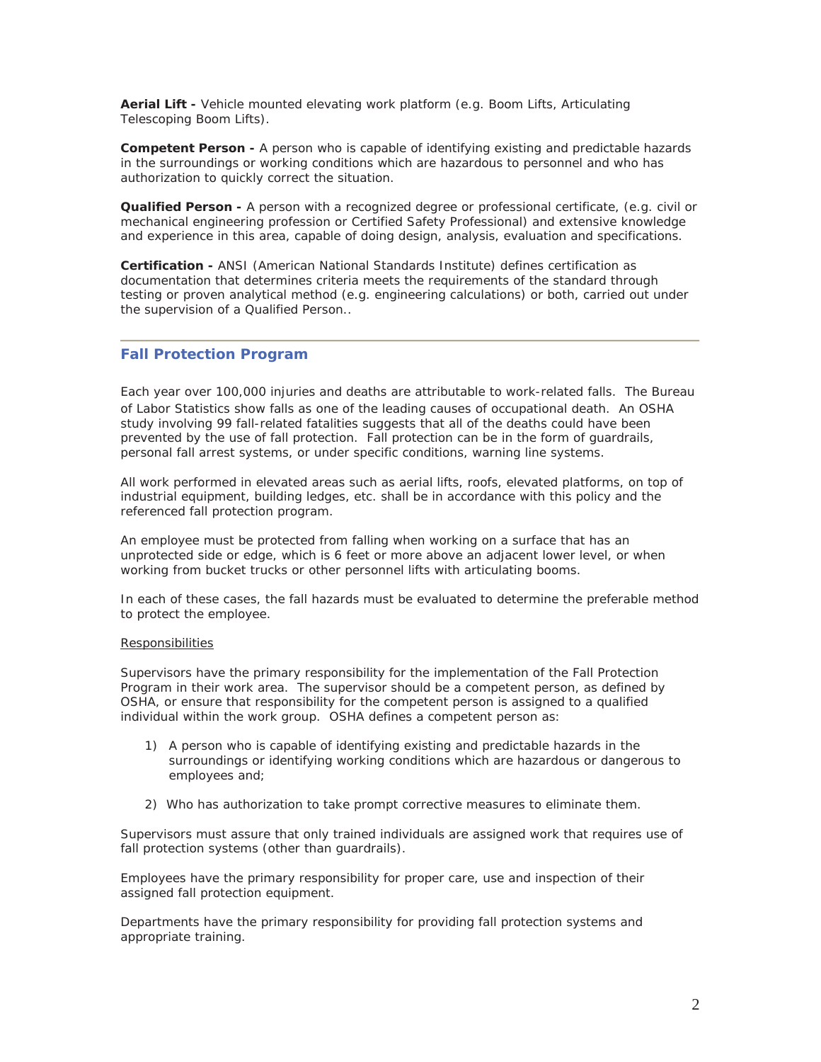**Aerial Lift -** Vehicle mounted elevating work platform (e.g. Boom Lifts, Articulating Telescoping Boom Lifts).

**Competent Person -** A person who is capable of identifying existing and predictable hazards in the surroundings or working conditions which are hazardous to personnel and who has authorization to quickly correct the situation.

**Qualified Person -** A person with a recognized degree or professional certificate, (e.g. civil or mechanical engineering profession or Certified Safety Professional) and extensive knowledge and experience in this area, capable of doing design, analysis, evaluation and specifications.

**Certification -** ANSI (American National Standards Institute) defines certification as documentation that determines criteria meets the requirements of the standard through testing or proven analytical method (e.g. engineering calculations) or both, carried out under the supervision of a Qualified Person..

## Fall Protection Program

Each year over 100,000 injuries and deaths are attributable to work-related falls. The Bureau of Labor Statistics show falls as one of the leading causes of occupational death. An OSHA study involving 99 fall-related fatalities suggests that all of the deaths could have been prevented by the use of fall protection. Fall protection can be in the form of guardrails, personal fall arrest systems, or under specific conditions, warning line systems.

All work performed in elevated areas such as aerial lifts, roofs, elevated platforms, on top of industrial equipment, building ledges, etc. shall be in accordance with this policy and the referenced fall protection program.

An employee must be protected from falling when working on a surface that has an unprotected side or edge, which is 6 feet or more above an adjacent lower level, or when working from bucket trucks or other personnel lifts with articulating booms.

In each of these cases, the fall hazards must be evaluated to determine the preferable method to protect the employee.

Responsibilities

Supervisors have the primary responsibility for the implementation of the Fall Protection Program in their work area. The supervisor should be a competent person, as defined by OSHA, or ensure that responsibility for the competent person is assigned to a qualified individual within the work group. OSHA defines a competent person as:

1) A person who is capable of identifying existing and predictable hazards in the surroundings or identifying working conditions which are hazardous or dangerous to employees and;
2) Who has authorization to take prompt corrective measures to eliminate them.

Supervisors must assure that only trained individuals are assigned work that requires use of fall protection systems (other than guardrails).

Employees have the primary responsibility for proper care, use and inspection of their assigned fall protection equipment.

Departments have the primary responsibility for providing fall protection systems and appropriate training.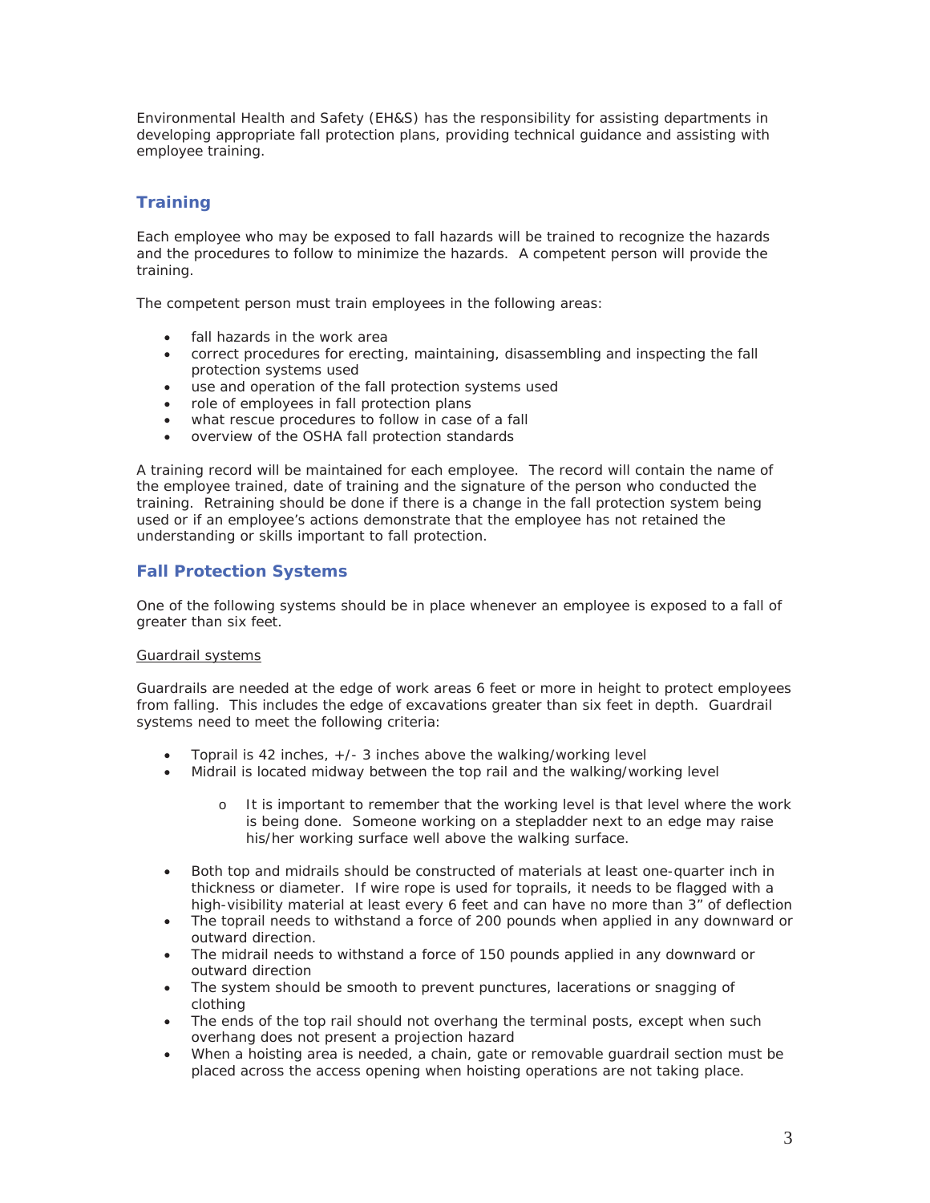Environmental Health and Safety (EH&S) has the responsibility for assisting departments in developing appropriate fall protection plans, providing technical guidance and assisting with employee training.

## Training

Each employee who may be exposed to fall hazards will be trained to recognize the hazards and the procedures to follow to minimize the hazards. A competent person will provide the training.

The competent person must train employees in the following areas:

- fall hazards in the work area
- correct procedures for erecting, maintaining, disassembling and inspecting the fall protection systems used
- use and operation of the fall protection systems used
- role of employees in fall protection plans
- what rescue procedures to follow in case of a fall
- overview of the OSHA fall protection standards

A training record will be maintained for each employee. The record will contain the name of the employee trained, date of training and the signature of the person who conducted the training. Retraining should be done if there is a change in the fall protection system being used or if an employee's actions demonstrate that the employee has not retained the understanding or skills important to fall protection.

## Fall Protection Systems

One of the following systems should be in place whenever an employee is exposed to a fall of greater than six feet.

<u>Guardrail systems</u>

Guardrails are needed at the edge of work areas 6 feet or more in height to protect employees from falling. This includes the edge of excavations greater than six feet in depth. Guardrail systems need to meet the following criteria:

- Toprail is 42 inches, +/- 3 inches above the walking/working level
- Midrail is located midway between the top rail and the walking/working level
  - It is important to remember that the working level is that level where the work is being done. Someone working on a stepladder next to an edge may raise his/her working surface well above the walking surface.
- Both top and midrails should be constructed of materials at least one-quarter inch in thickness or diameter. If wire rope is used for toprails, it needs to be flagged with a high-visibility material at least every 6 feet and can have no more than 3" of deflection
- The toprail needs to withstand a force of 200 pounds when applied in any downward or outward direction.
- The midrail needs to withstand a force of 150 pounds applied in any downward or outward direction
- The system should be smooth to prevent punctures, lacerations or snagging of clothing
- The ends of the top rail should not overhang the terminal posts, except when such overhang does not present a projection hazard
- When a hoisting area is needed, a chain, gate or removable guardrail section must be placed across the access opening when hoisting operations are not taking place.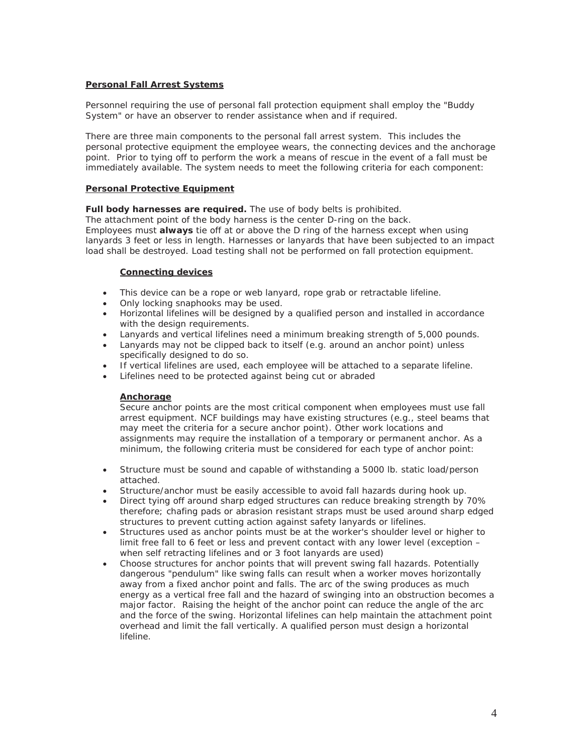## Personal Fall Arrest Systems

Personnel requiring the use of personal fall protection equipment shall employ the "Buddy System" or have an observer to render assistance when and if required.

There are three main components to the personal fall arrest system. This includes the personal protective equipment the employee wears, the connecting devices and the anchorage point. Prior to tying off to perform the work a means of rescue in the event of a fall must be immediately available. The system needs to meet the following criteria for each component:

### Personal Protective Equipment

**Full body harnesses are required.** The use of body belts is prohibited.
The attachment point of the body harness is the center D-ring on the back.
Employees must **always** tie off at or above the D ring of the harness except when using lanyards 3 feet or less in length. Harnesses or lanyards that have been subjected to an impact load shall be destroyed. Load testing shall not be performed on fall protection equipment.

#### Connecting devices

- This device can be a rope or web lanyard, rope grab or retractable lifeline.
- Only locking snaphooks may be used.
- Horizontal lifelines will be designed by a qualified person and installed in accordance with the design requirements.
- Lanyards and vertical lifelines need a minimum breaking strength of 5,000 pounds.
- Lanyards may not be clipped back to itself (e.g. around an anchor point) unless specifically designed to do so.
- If vertical lifelines are used, each employee will be attached to a separate lifeline.
- Lifelines need to be protected against being cut or abraded

#### Anchorage

Secure anchor points are the most critical component when employees must use fall arrest equipment. NCF buildings may have existing structures (e.g., steel beams that may meet the criteria for a secure anchor point). Other work locations and assignments may require the installation of a temporary or permanent anchor. As a minimum, the following criteria must be considered for each type of anchor point:

- Structure must be sound and capable of withstanding a 5000 lb. static load/person attached.
- Structure/anchor must be easily accessible to avoid fall hazards during hook up.
- Direct tying off around sharp edged structures can reduce breaking strength by 70% therefore; chafing pads or abrasion resistant straps must be used around sharp edged structures to prevent cutting action against safety lanyards or lifelines.
- Structures used as anchor points must be at the worker's shoulder level or higher to limit free fall to 6 feet or less and prevent contact with any lower level (exception – when self retracting lifelines and or 3 foot lanyards are used)
- Choose structures for anchor points that will prevent swing fall hazards. Potentially dangerous "pendulum" like swing falls can result when a worker moves horizontally away from a fixed anchor point and falls. The arc of the swing produces as much energy as a vertical free fall and the hazard of swinging into an obstruction becomes a major factor. Raising the height of the anchor point can reduce the angle of the arc and the force of the swing. Horizontal lifelines can help maintain the attachment point overhead and limit the fall vertically. A qualified person must design a horizontal lifeline.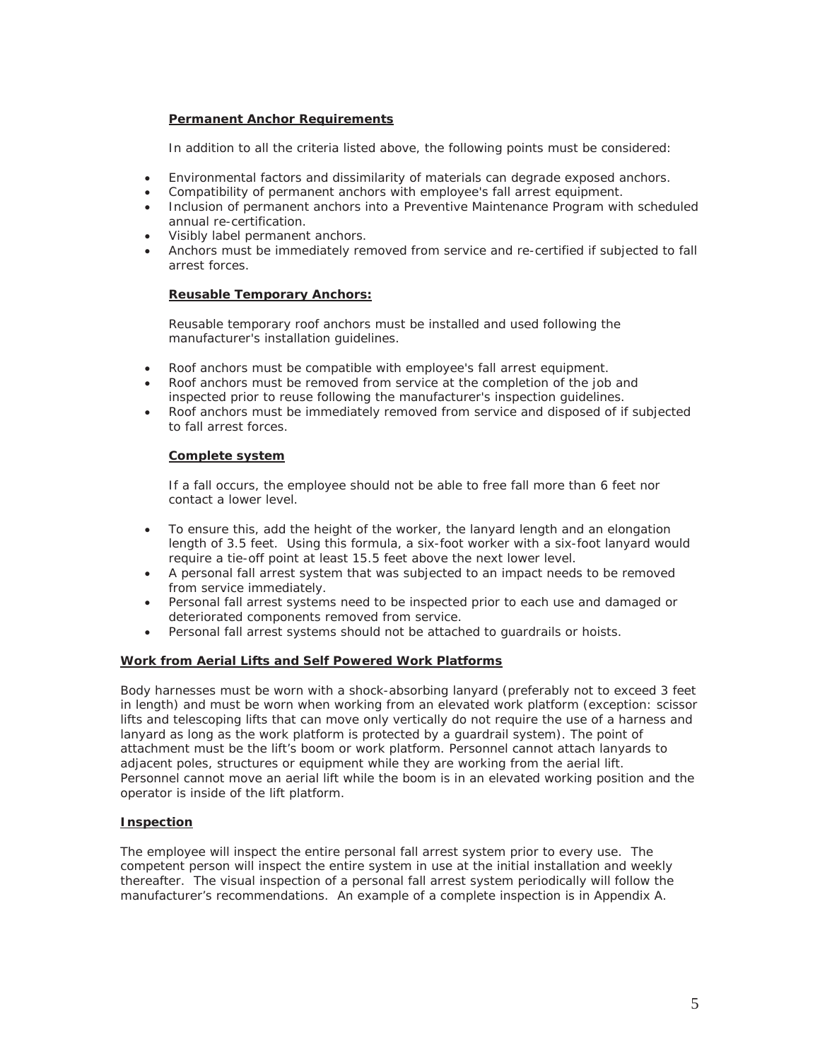### Permanent Anchor Requirements

In addition to all the criteria listed above, the following points must be considered:

- Environmental factors and dissimilarity of materials can degrade exposed anchors.
- Compatibility of permanent anchors with employee's fall arrest equipment.
- Inclusion of permanent anchors into a Preventive Maintenance Program with scheduled annual re-certification.
- Visibly label permanent anchors.
- Anchors must be immediately removed from service and re-certified if subjected to fall arrest forces.

### Reusable Temporary Anchors:

Reusable temporary roof anchors must be installed and used following the manufacturer's installation guidelines.

- Roof anchors must be compatible with employee's fall arrest equipment.
- Roof anchors must be removed from service at the completion of the job and inspected prior to reuse following the manufacturer's inspection guidelines.
- Roof anchors must be immediately removed from service and disposed of if subjected to fall arrest forces.

### Complete system

If a fall occurs, the employee should not be able to free fall more than 6 feet nor contact a lower level.

- To ensure this, add the height of the worker, the lanyard length and an elongation length of 3.5 feet. Using this formula, a six-foot worker with a six-foot lanyard would require a tie-off point at least 15.5 feet above the next lower level.
- A personal fall arrest system that was subjected to an impact needs to be removed from service immediately.
- Personal fall arrest systems need to be inspected prior to each use and damaged or deteriorated components removed from service.
- Personal fall arrest systems should not be attached to guardrails or hoists.

## Work from Aerial Lifts and Self Powered Work Platforms

Body harnesses must be worn with a shock-absorbing lanyard (preferably not to exceed 3 feet in length) and must be worn when working from an elevated work platform (exception: scissor lifts and telescoping lifts that can move only vertically do not require the use of a harness and lanyard as long as the work platform is protected by a guardrail system). The point of attachment must be the lift's boom or work platform. Personnel cannot attach lanyards to adjacent poles, structures or equipment while they are working from the aerial lift. Personnel cannot move an aerial lift while the boom is in an elevated working position and the operator is inside of the lift platform.

## Inspection

The employee will inspect the entire personal fall arrest system prior to every use. The competent person will inspect the entire system in use at the initial installation and weekly thereafter. The visual inspection of a personal fall arrest system periodically will follow the manufacturer's recommendations. An example of a complete inspection is in Appendix A.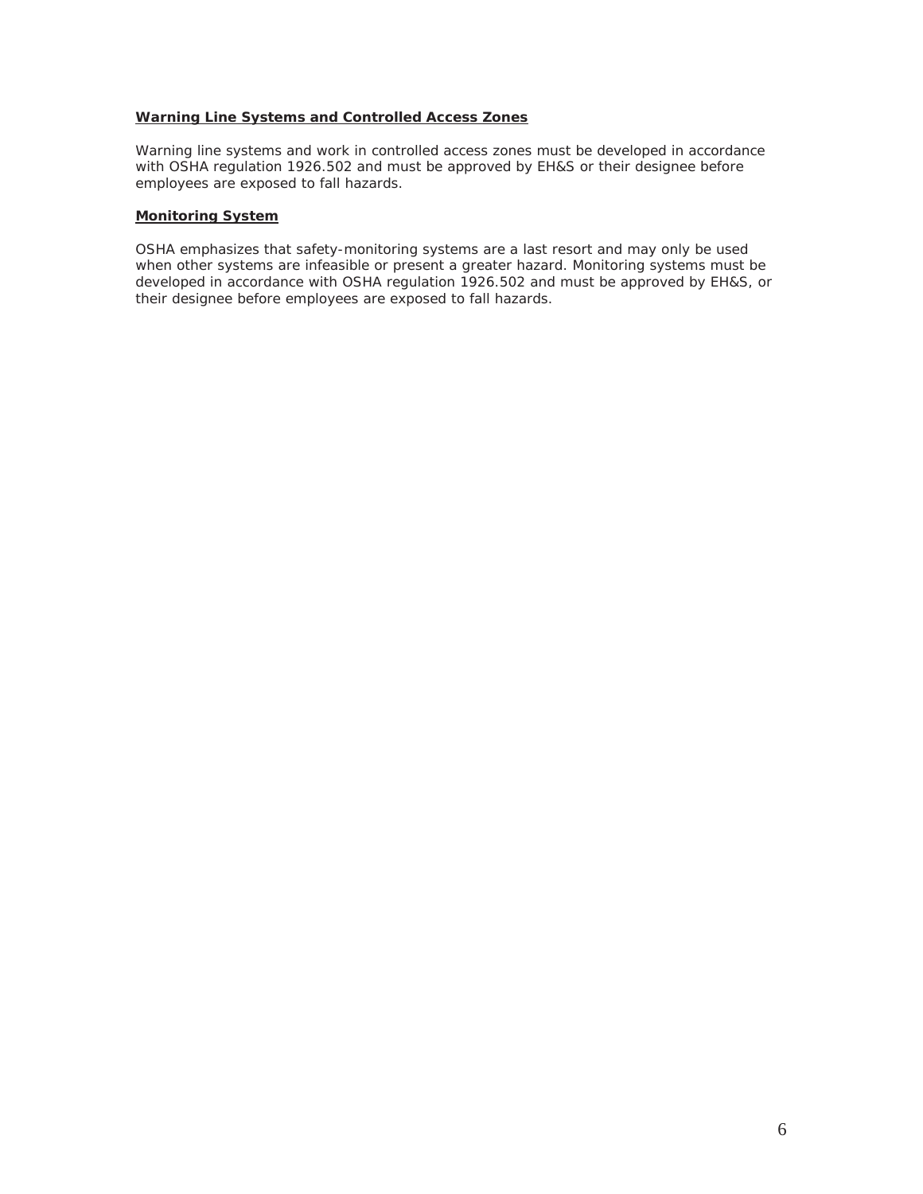**Warning Line Systems and Controlled Access Zones**

Warning line systems and work in controlled access zones must be developed in accordance with OSHA regulation 1926.502 and must be approved by EH&S or their designee before employees are exposed to fall hazards.

**Monitoring System**

OSHA emphasizes that safety-monitoring systems are a last resort and may only be used when other systems are infeasible or present a greater hazard. Monitoring systems must be developed in accordance with OSHA regulation 1926.502 and must be approved by EH&S, or their designee before employees are exposed to fall hazards.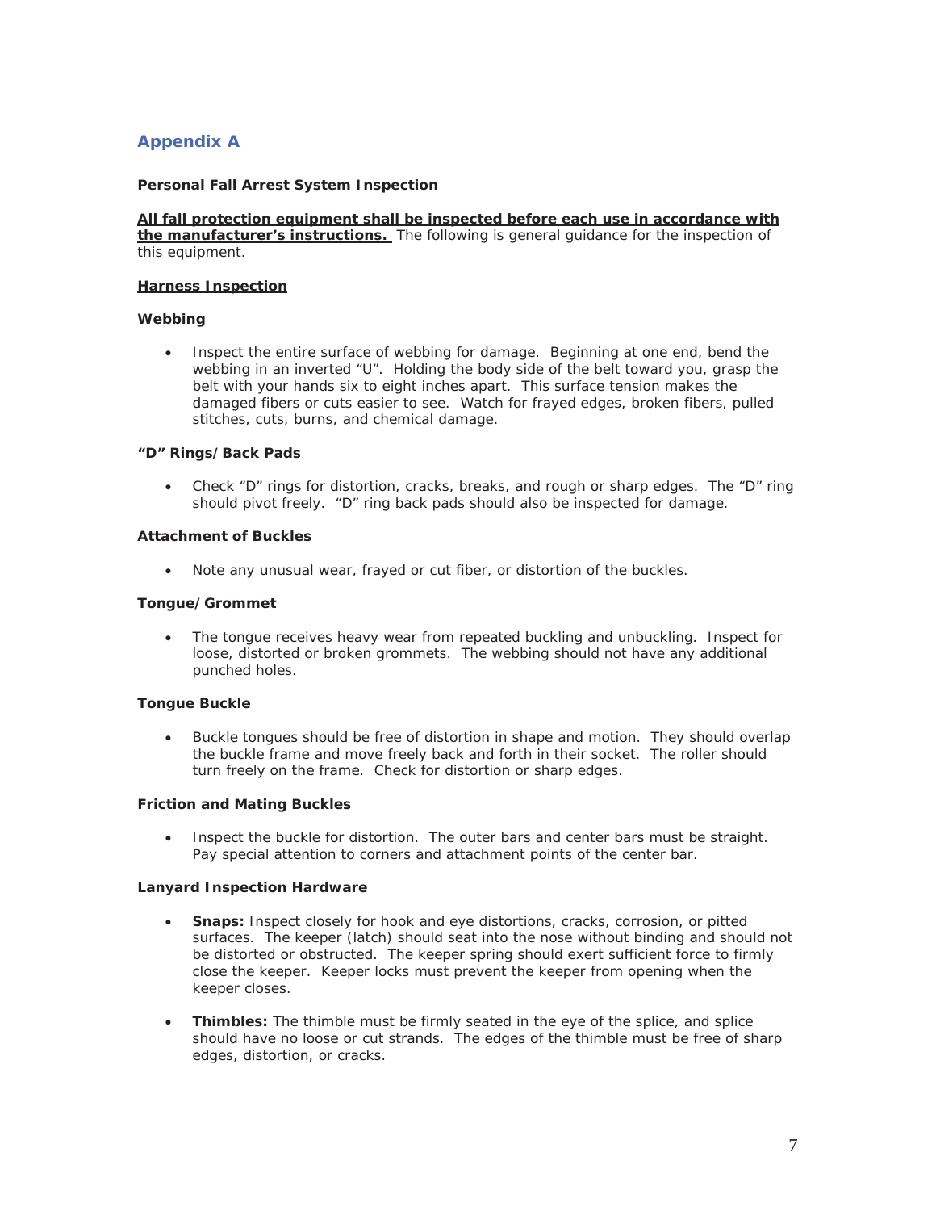## Appendix A

**Personal Fall Arrest System Inspection**

**<u>All fall protection equipment shall be inspected before each use in accordance with the manufacturer's instructions.</u>** The following is general guidance for the inspection of this equipment.

**<u>Harness Inspection</u>**

**Webbing**

- Inspect the entire surface of webbing for damage. Beginning at one end, bend the webbing in an inverted "U". Holding the body side of the belt toward you, grasp the belt with your hands six to eight inches apart. This surface tension makes the damaged fibers or cuts easier to see. Watch for frayed edges, broken fibers, pulled stitches, cuts, burns, and chemical damage.

**"D" Rings/Back Pads**

- Check "D" rings for distortion, cracks, breaks, and rough or sharp edges. The "D" ring should pivot freely. "D" ring back pads should also be inspected for damage.

**Attachment of Buckles**

- Note any unusual wear, frayed or cut fiber, or distortion of the buckles.

**Tongue/Grommet**

- The tongue receives heavy wear from repeated buckling and unbuckling. Inspect for loose, distorted or broken grommets. The webbing should not have any additional punched holes.

**Tongue Buckle**

- Buckle tongues should be free of distortion in shape and motion. They should overlap the buckle frame and move freely back and forth in their socket. The roller should turn freely on the frame. Check for distortion or sharp edges.

**Friction and Mating Buckles**

- Inspect the buckle for distortion. The outer bars and center bars must be straight. Pay special attention to corners and attachment points of the center bar.

**Lanyard Inspection Hardware**

- **Snaps:** Inspect closely for hook and eye distortions, cracks, corrosion, or pitted surfaces. The keeper (latch) should seat into the nose without binding and should not be distorted or obstructed. The keeper spring should exert sufficient force to firmly close the keeper. Keeper locks must prevent the keeper from opening when the keeper closes.

- **Thimbles:** The thimble must be firmly seated in the eye of the splice, and splice should have no loose or cut strands. The edges of the thimble must be free of sharp edges, distortion, or cracks.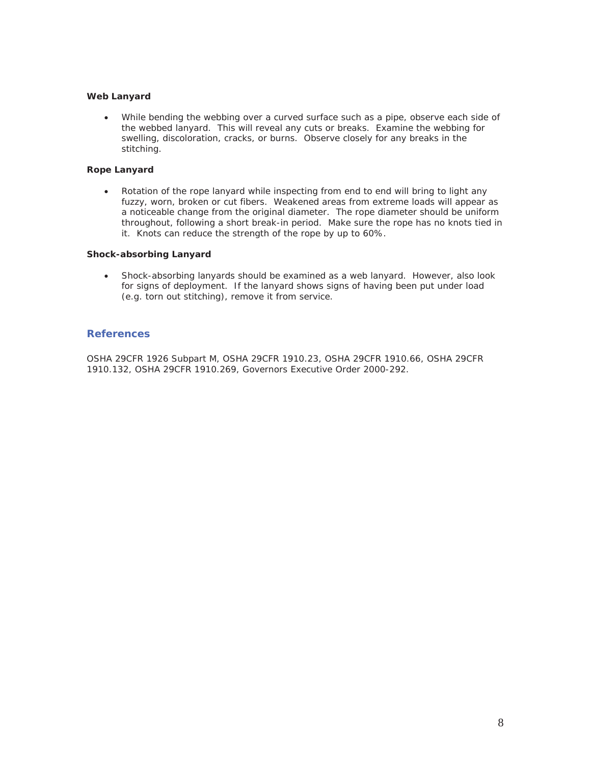**Web Lanyard**

- While bending the webbing over a curved surface such as a pipe, observe each side of the webbed lanyard. This will reveal any cuts or breaks. Examine the webbing for swelling, discoloration, cracks, or burns. Observe closely for any breaks in the stitching.

**Rope Lanyard**

- Rotation of the rope lanyard while inspecting from end to end will bring to light any fuzzy, worn, broken or cut fibers. Weakened areas from extreme loads will appear as a noticeable change from the original diameter. The rope diameter should be uniform throughout, following a short break-in period. Make sure the rope has no knots tied in it. Knots can reduce the strength of the rope by up to 60%.

**Shock-absorbing Lanyard**

- Shock-absorbing lanyards should be examined as a web lanyard. However, also look for signs of deployment. If the lanyard shows signs of having been put under load (e.g. torn out stitching), remove it from service.

## References

OSHA 29CFR 1926 Subpart M, OSHA 29CFR 1910.23, OSHA 29CFR 1910.66, OSHA 29CFR 1910.132, OSHA 29CFR 1910.269, Governors Executive Order 2000-292.